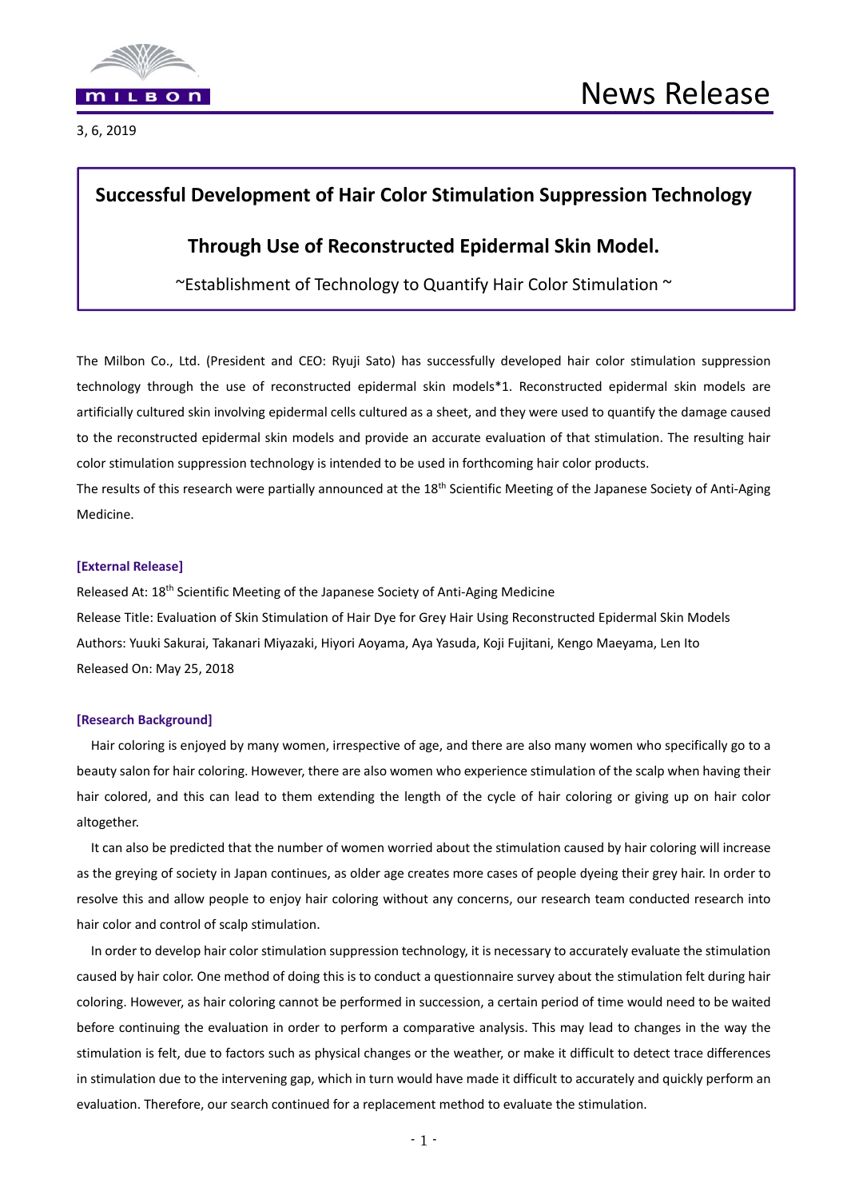MILBON

# News Release

3, 6, 2019

## Successful Development of Hair Color Stimulation Suppression Technology Through Use of Reconstructed Epidermal Skin Model.

~Establishment of Technology to Quantify Hair Color Stimulation ~

The Milbon Co., Ltd. (President and CEO: Ryuji Sato) has successfully developed hair color stimulation suppression technology through the use of reconstructed epidermal skin models*1. Reconstructed epidermal skin models are artificially cultured skin involving epidermal cells cultured as a sheet, and they were used to quantify the damage caused to the reconstructed epidermal skin models and provide an accurate evaluation of that stimulation. The resulting hair color stimulation suppression technology is intended to be used in forthcoming hair color products.

The results of this research were partially announced at the 18th Scientific Meeting of the Japanese Society of Anti-Aging Medicine.

**[External Release]**

Released At: 18th Scientific Meeting of the Japanese Society of Anti-Aging Medicine
Release Title: Evaluation of Skin Stimulation of Hair Dye for Grey Hair Using Reconstructed Epidermal Skin Models
Authors: Yuuki Sakurai, Takanari Miyazaki, Hiyori Aoyama, Aya Yasuda, Koji Fujitani, Kengo Maeyama, Len Ito
Released On: May 25, 2018

**[Research Background]**

Hair coloring is enjoyed by many women, irrespective of age, and there are also many women who specifically go to a beauty salon for hair coloring. However, there are also women who experience stimulation of the scalp when having their hair colored, and this can lead to them extending the length of the cycle of hair coloring or giving up on hair color altogether.

It can also be predicted that the number of women worried about the stimulation caused by hair coloring will increase as the greying of society in Japan continues, as older age creates more cases of people dyeing their grey hair. In order to resolve this and allow people to enjoy hair coloring without any concerns, our research team conducted research into hair color and control of scalp stimulation.

In order to develop hair color stimulation suppression technology, it is necessary to accurately evaluate the stimulation caused by hair color. One method of doing this is to conduct a questionnaire survey about the stimulation felt during hair coloring. However, as hair coloring cannot be performed in succession, a certain period of time would need to be waited before continuing the evaluation in order to perform a comparative analysis. This may lead to changes in the way the stimulation is felt, due to factors such as physical changes or the weather, or make it difficult to detect trace differences in stimulation due to the intervening gap, which in turn would have made it difficult to accurately and quickly perform an evaluation. Therefore, our search continued for a replacement method to evaluate the stimulation.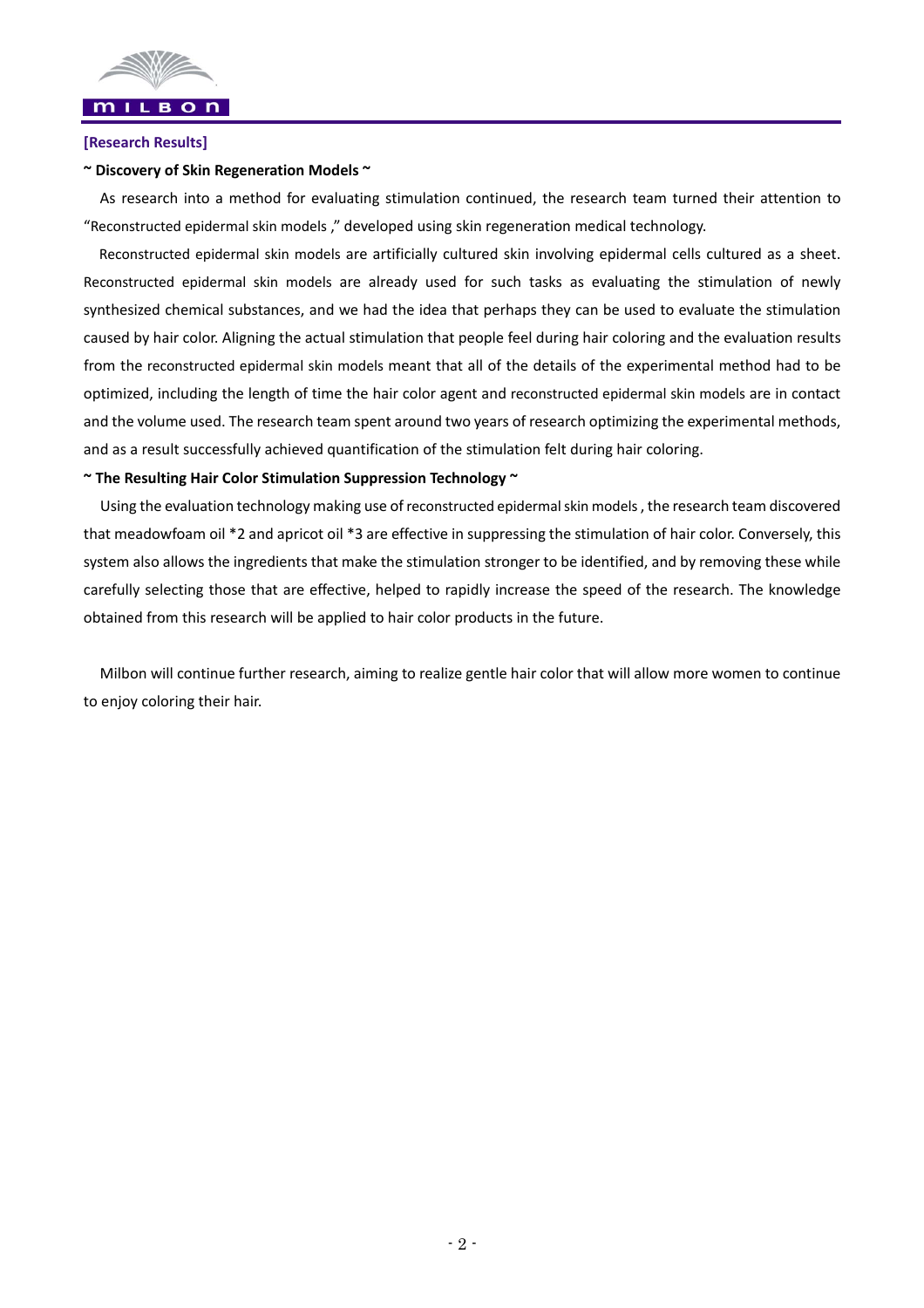**[Research Results]**

**~ Discovery of Skin Regeneration Models ~**

As research into a method for evaluating stimulation continued, the research team turned their attention to "Reconstructed epidermal skin models ," developed using skin regeneration medical technology.

Reconstructed epidermal skin models are artificially cultured skin involving epidermal cells cultured as a sheet. Reconstructed epidermal skin models are already used for such tasks as evaluating the stimulation of newly synthesized chemical substances, and we had the idea that perhaps they can be used to evaluate the stimulation caused by hair color. Aligning the actual stimulation that people feel during hair coloring and the evaluation results from the reconstructed epidermal skin models meant that all of the details of the experimental method had to be optimized, including the length of time the hair color agent and reconstructed epidermal skin models are in contact and the volume used. The research team spent around two years of research optimizing the experimental methods, and as a result successfully achieved quantification of the stimulation felt during hair coloring.

**~ The Resulting Hair Color Stimulation Suppression Technology ~**

Using the evaluation technology making use of reconstructed epidermal skin models , the research team discovered that meadowfoam oil *2 and apricot oil *3 are effective in suppressing the stimulation of hair color. Conversely, this system also allows the ingredients that make the stimulation stronger to be identified, and by removing these while carefully selecting those that are effective, helped to rapidly increase the speed of the research. The knowledge obtained from this research will be applied to hair color products in the future.

Milbon will continue further research, aiming to realize gentle hair color that will allow more women to continue to enjoy coloring their hair.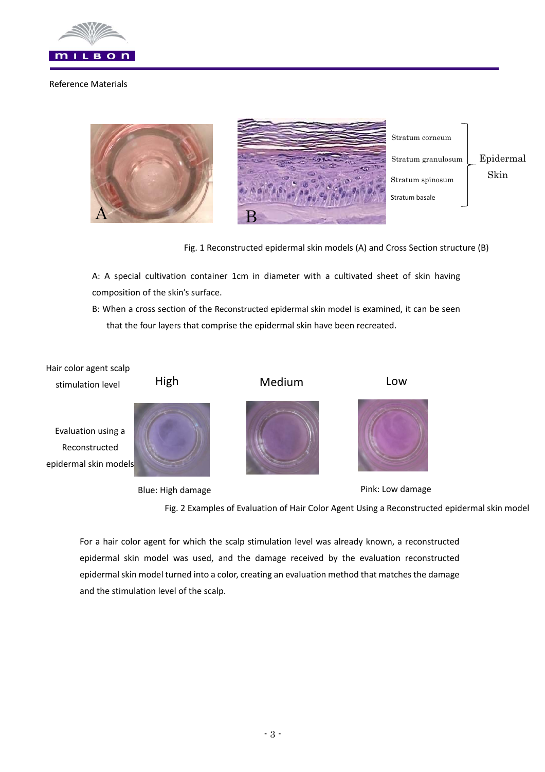Reference Materials

Stratum corneum

Stratum granulosum

Stratum spinosum

Stratum basale

Epidermal Skin

Fig. 1 Reconstructed epidermal skin models (A) and Cross Section structure (B)

A: A special cultivation container 1cm in diameter with a cultivated sheet of skin having composition of the skin's surface.

B: When a cross section of the Reconstructed epidermal skin model is examined, it can be seen that the four layers that comprise the epidermal skin have been recreated.

| Hair color agent scalp stimulation level | High | Medium | Low |
|---|---|---|---|
| Evaluation using a Reconstructed epidermal skin models | | | |
| | Blue: High damage | | Pink: Low damage |

Fig. 2 Examples of Evaluation of Hair Color Agent Using a Reconstructed epidermal skin model

For a hair color agent for which the scalp stimulation level was already known, a reconstructed epidermal skin model was used, and the damage received by the evaluation reconstructed epidermal skin model turned into a color, creating an evaluation method that matches the damage and the stimulation level of the scalp.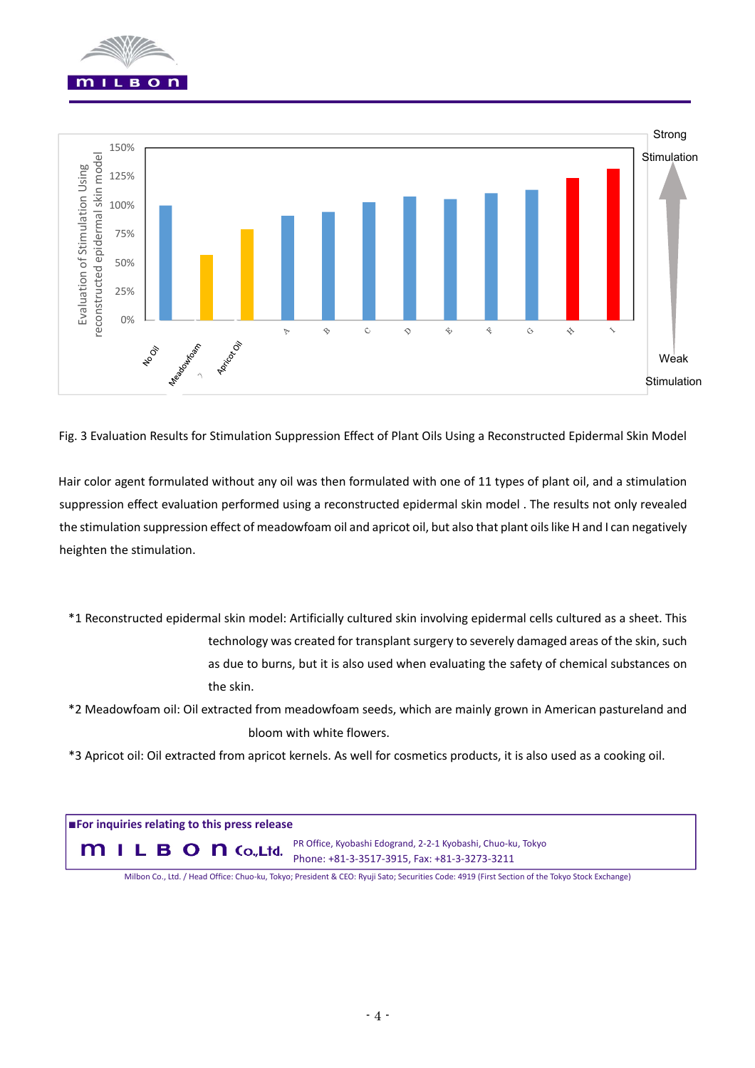Strong Stimulation

Weak Stimulation

Evaluation of Stimulation Using reconstructed epidermal skin model

150%
125%
100%
75%
50%
25%
0%

No Oil
Meadowfoam
Apricot Oil
A
B
C
D
E
F
G
H
I

Fig. 3 Evaluation Results for Stimulation Suppression Effect of Plant Oils Using a Reconstructed Epidermal Skin Model

Hair color agent formulated without any oil was then formulated with one of 11 types of plant oil, and a stimulation suppression effect evaluation performed using a reconstructed epidermal skin model . The results not only revealed the stimulation suppression effect of meadowfoam oil and apricot oil, but also that plant oils like H and I can negatively heighten the stimulation.

*1 Reconstructed epidermal skin model: Artificially cultured skin involving epidermal cells cultured as a sheet. This technology was created for transplant surgery to severely damaged areas of the skin, such as due to burns, but it is also used when evaluating the safety of chemical substances on the skin.

*2 Meadowfoam oil: Oil extracted from meadowfoam seeds, which are mainly grown in American pastureland and bloom with white flowers.

*3 Apricot oil: Oil extracted from apricot kernels. As well for cosmetics products, it is also used as a cooking oil.

■**For inquiries relating to this press release**

MILBON Co.,Ltd. PR Office, Kyobashi Edogrand, 2-2-1 Kyobashi, Chuo-ku, Tokyo
Phone: +81-3-3517-3915, Fax: +81-3-3273-3211

Milbon Co., Ltd. / Head Office: Chuo-ku, Tokyo; President & CEO: Ryuji Sato; Securities Code: 4919 (First Section of the Tokyo Stock Exchange)